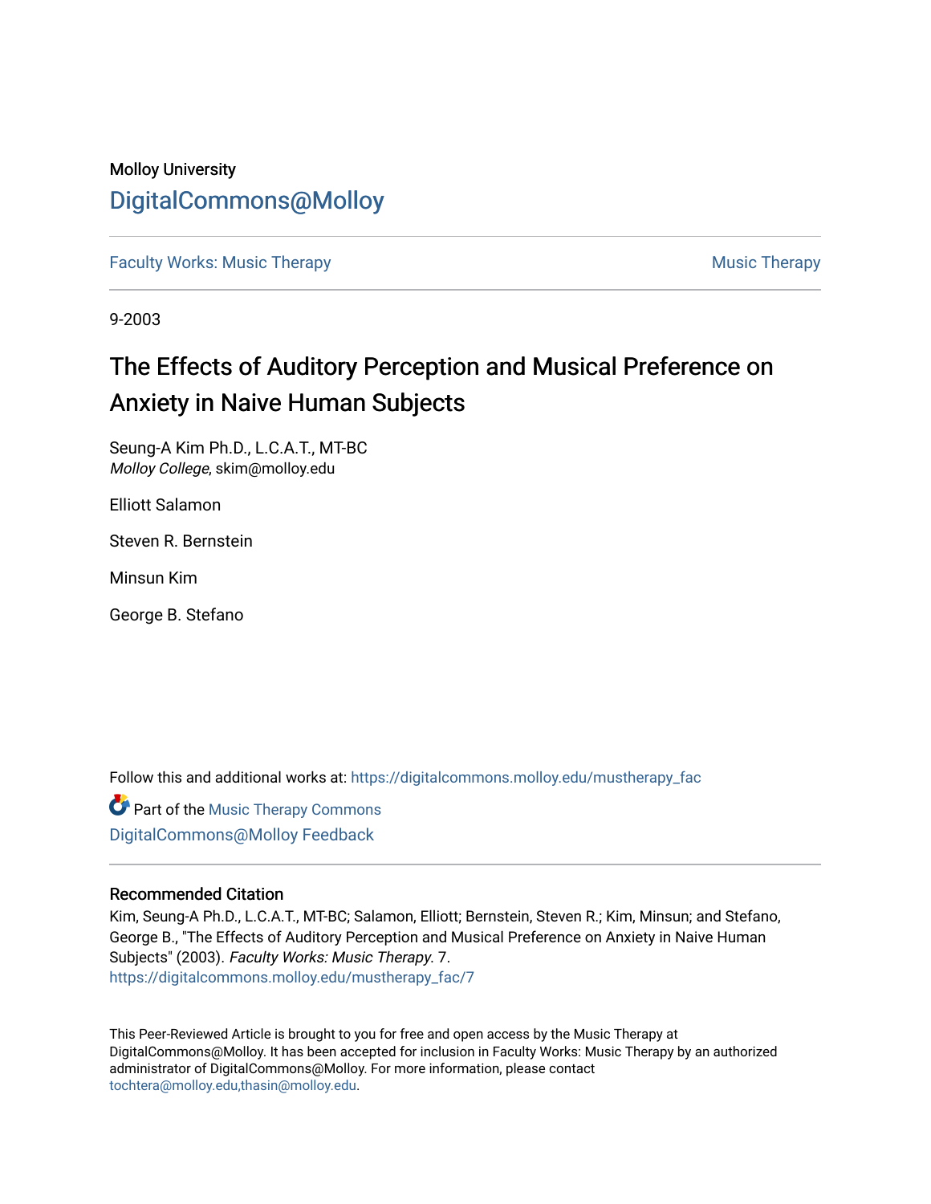Molloy University

# DigitalCommons@Molloy

Faculty Works: Music Therapy | Music Therapy

9-2003

## The Effects of Auditory Perception and Musical Preference on Anxiety in Naive Human Subjects

Seung-A Kim Ph.D., L.C.A.T., MT-BC
*Molloy College*, skim@molloy.edu

Elliott Salamon

Steven R. Bernstein

Minsun Kim

George B. Stefano

Follow this and additional works at: https://digitalcommons.molloy.edu/mustherapy_fac

Part of the Music Therapy Commons
DigitalCommons@Molloy Feedback

### Recommended Citation

Kim, Seung-A Ph.D., L.C.A.T., MT-BC; Salamon, Elliott; Bernstein, Steven R.; Kim, Minsun; and Stefano, George B., "The Effects of Auditory Perception and Musical Preference on Anxiety in Naive Human Subjects" (2003). *Faculty Works: Music Therapy*. 7.
https://digitalcommons.molloy.edu/mustherapy_fac/7

This Peer-Reviewed Article is brought to you for free and open access by the Music Therapy at DigitalCommons@Molloy. It has been accepted for inclusion in Faculty Works: Music Therapy by an authorized administrator of DigitalCommons@Molloy. For more information, please contact tochtera@molloy.edu,thasin@molloy.edu.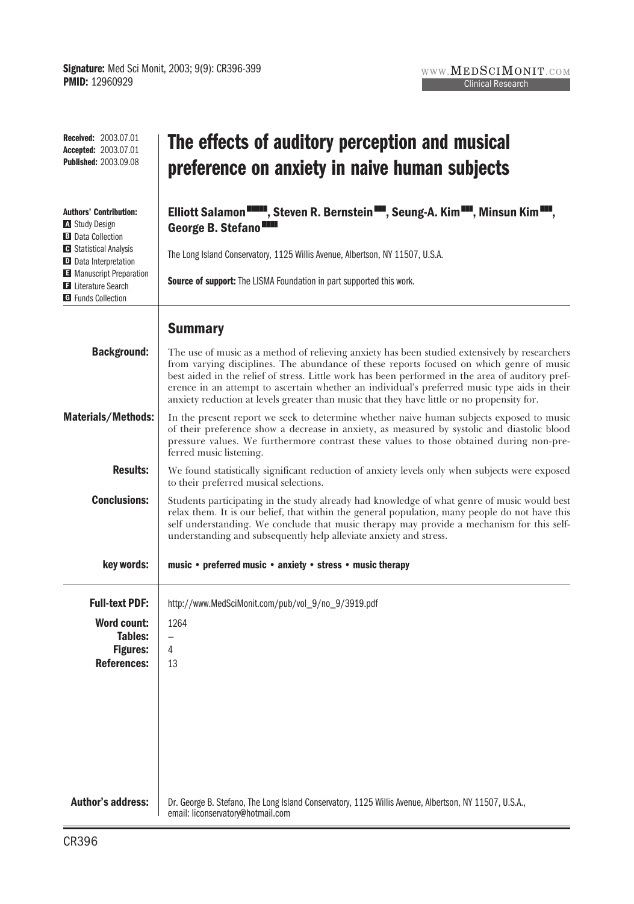**Received:** 2003.07.01
**Accepted:** 2003.07.01
**Published:** 2003.09.08

# The effects of auditory perception and musical preference on anxiety in naive human subjects

**Authors' Contribution:**
A Study Design
B Data Collection
C Statistical Analysis
D Data Interpretation
E Manuscript Preparation
F Literature Search
G Funds Collection

**Elliott Salamon, Steven R. Bernstein, Seung-A. Kim, Minsun Kim, George B. Stefano**

The Long Island Conservatory, 1125 Willis Avenue, Albertson, NY 11507, U.S.A.

**Source of support:** The LISMA Foundation in part supported this work.

## Summary

**Background:** The use of music as a method of relieving anxiety has been studied extensively by researchers from varying disciplines. The abundance of these reports focused on which genre of music best aided in the relief of stress. Little work has been performed in the area of auditory preference in an attempt to ascertain whether an individual's preferred music type aids in their anxiety reduction at levels greater than music that they have little or no propensity for.

**Materials/Methods:** In the present report we seek to determine whether naive human subjects exposed to music of their preference show a decrease in anxiety, as measured by systolic and diastolic blood pressure values. We furthermore contrast these values to those obtained during non-preferred music listening.

**Results:** We found statistically significant reduction of anxiety levels only when subjects were exposed to their preferred musical selections.

**Conclusions:** Students participating in the study already had knowledge of what genre of music would best relax them. It is our belief, that within the general population, many people do not have this self understanding. We conclude that music therapy may provide a mechanism for this self-understanding and subsequently help alleviate anxiety and stress.

**key words:** **music • preferred music • anxiety • stress • music therapy**

**Full-text PDF:** http://www.MedSciMonit.com/pub/vol_9/no_9/3919.pdf

**Word count:** 1264
**Tables:** –
**Figures:** 4
**References:** 13

**Author's address:** Dr. George B. Stefano, The Long Island Conservatory, 1125 Willis Avenue, Albertson, NY 11507, U.S.A., email: liconservatory@hotmail.com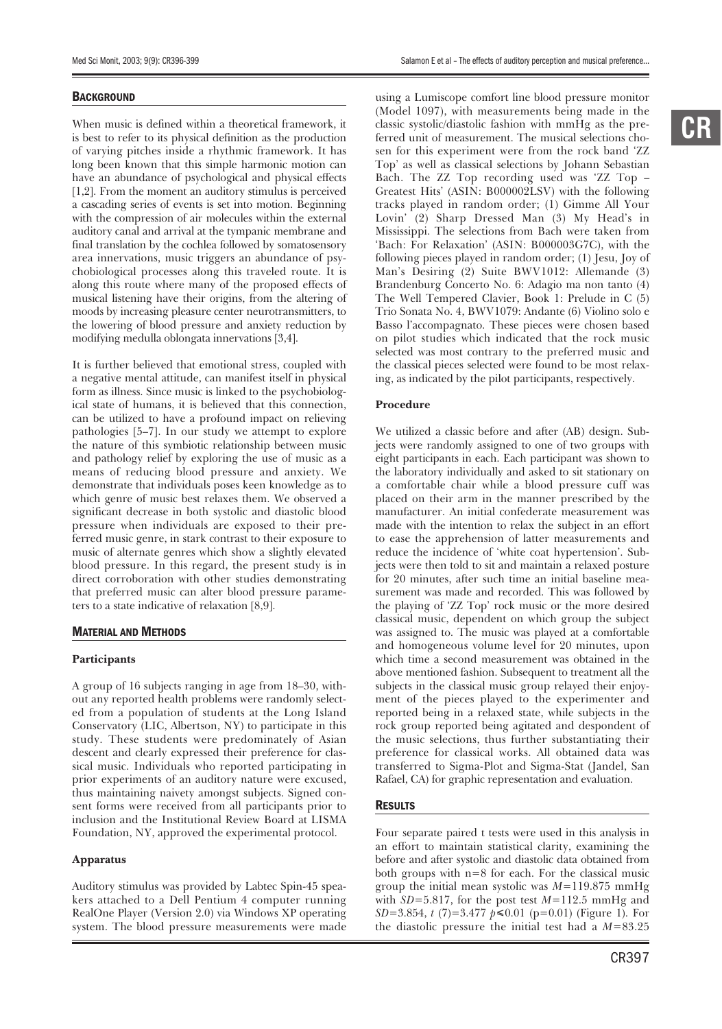## BACKGROUND

When music is defined within a theoretical framework, it is best to refer to its physical definition as the production of varying pitches inside a rhythmic framework. It has long been known that this simple harmonic motion can have an abundance of psychological and physical effects [1,2]. From the moment an auditory stimulus is perceived a cascading series of events is set into motion. Beginning with the compression of air molecules within the external auditory canal and arrival at the tympanic membrane and final translation by the cochlea followed by somatosensory area innervations, music triggers an abundance of psychobiological processes along this traveled route. It is along this route where many of the proposed effects of musical listening have their origins, from the altering of moods by increasing pleasure center neurotransmitters, to the lowering of blood pressure and anxiety reduction by modifying medulla oblongata innervations [3,4].

It is further believed that emotional stress, coupled with a negative mental attitude, can manifest itself in physical form as illness. Since music is linked to the psychobiological state of humans, it is believed that this connection, can be utilized to have a profound impact on relieving pathologies [5–7]. In our study we attempt to explore the nature of this symbiotic relationship between music and pathology relief by exploring the use of music as a means of reducing blood pressure and anxiety. We demonstrate that individuals poses keen knowledge as to which genre of music best relaxes them. We observed a significant decrease in both systolic and diastolic blood pressure when individuals are exposed to their preferred music genre, in stark contrast to their exposure to music of alternate genres which show a slightly elevated blood pressure. In this regard, the present study is in direct corroboration with other studies demonstrating that preferred music can alter blood pressure parameters to a state indicative of relaxation [8,9].

## MATERIAL AND METHODS

### Participants

A group of 16 subjects ranging in age from 18–30, without any reported health problems were randomly selected from a population of students at the Long Island Conservatory (LIC, Albertson, NY) to participate in this study. These students were predominately of Asian descent and clearly expressed their preference for classical music. Individuals who reported participating in prior experiments of an auditory nature were excused, thus maintaining naivety amongst subjects. Signed consent forms were received from all participants prior to inclusion and the Institutional Review Board at LISMA Foundation, NY, approved the experimental protocol.

### Apparatus

Auditory stimulus was provided by Labtec Spin-45 speakers attached to a Dell Pentium 4 computer running RealOne Player (Version 2.0) via Windows XP operating system. The blood pressure measurements were made using a Lumiscope comfort line blood pressure monitor (Model 1097), with measurements being made in the classic systolic/diastolic fashion with mmHg as the preferred unit of measurement. The musical selections chosen for this experiment were from the rock band 'ZZ Top' as well as classical selections by Johann Sebastian Bach. The ZZ Top recording used was 'ZZ Top – Greatest Hits' (ASIN: B000002LSV) with the following tracks played in random order; (1) Gimme All Your Lovin' (2) Sharp Dressed Man (3) My Head's in Mississippi. The selections from Bach were taken from 'Bach: For Relaxation' (ASIN: B000003G7C), with the following pieces played in random order; (1) Jesu, Joy of Man's Desiring (2) Suite BWV1012: Allemande (3) Brandenburg Concerto No. 6: Adagio ma non tanto (4) The Well Tempered Clavier, Book 1: Prelude in C (5) Trio Sonata No. 4, BWV1079: Andante (6) Violino solo e Basso l'accompagnato. These pieces were chosen based on pilot studies which indicated that the rock music selected was most contrary to the preferred music and the classical pieces selected were found to be most relaxing, as indicated by the pilot participants, respectively.

### Procedure

We utilized a classic before and after (AB) design. Subjects were randomly assigned to one of two groups with eight participants in each. Each participant was shown to the laboratory individually and asked to sit stationary on a comfortable chair while a blood pressure cuff was placed on their arm in the manner prescribed by the manufacturer. An initial confederate measurement was made with the intention to relax the subject in an effort to ease the apprehension of latter measurements and reduce the incidence of 'white coat hypertension'. Subjects were then told to sit and maintain a relaxed posture for 20 minutes, after such time an initial baseline measurement was made and recorded. This was followed by the playing of 'ZZ Top' rock music or the more desired classical music, dependent on which group the subject was assigned to. The music was played at a comfortable and homogeneous volume level for 20 minutes, upon which time a second measurement was obtained in the above mentioned fashion. Subsequent to treatment all the subjects in the classical music group relayed their enjoyment of the pieces played to the experimenter and reported being in a relaxed state, while subjects in the rock group reported being agitated and despondent of the music selections, thus further substantiating their preference for classical works. All obtained data was transferred to Sigma-Plot and Sigma-Stat (Jandel, San Rafael, CA) for graphic representation and evaluation.

## RESULTS

Four separate paired t tests were used in this analysis in an effort to maintain statistical clarity, examining the before and after systolic and diastolic data obtained from both groups with n=8 for each. For the classical music group the initial mean systolic was $M=119.875$ mmHg with $SD=5.817$, for the post test $M=112.5$ mmHg and $SD=3.854$, $t\,(7)=3.477$ $p\leq0.01$ (p=0.01) (Figure 1). For the diastolic pressure the initial test had a $M=83.25$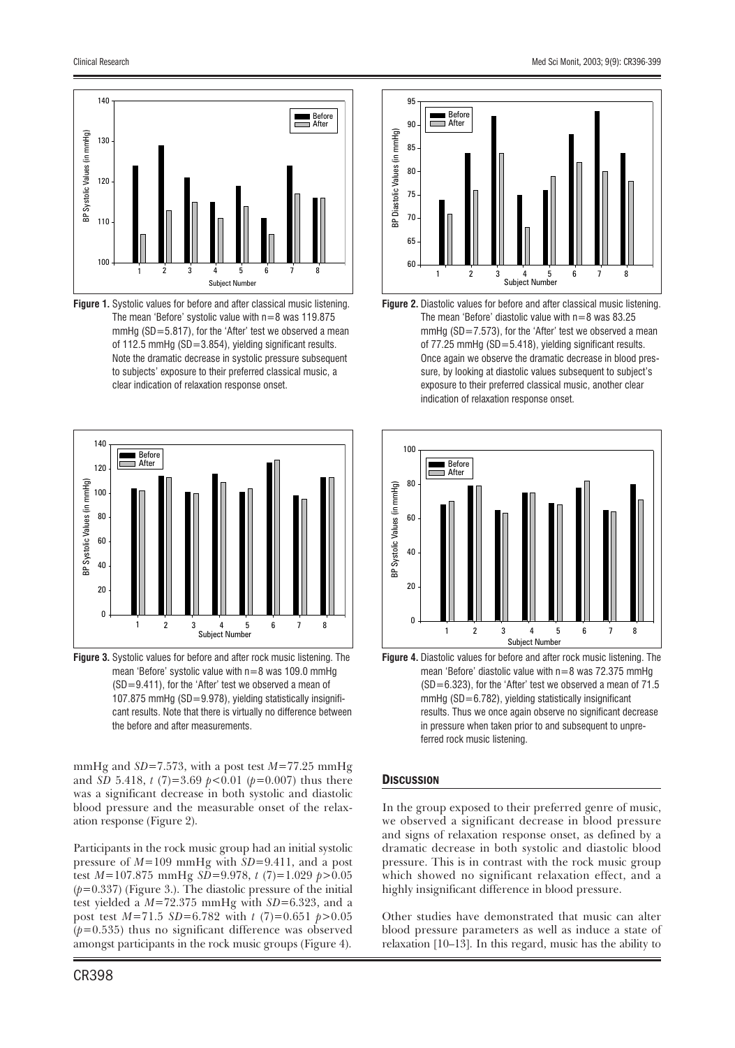**Figure 1.** Systolic values for before and after classical music listening. The mean 'Before' systolic value with n=8 was 119.875 mmHg (SD=5.817), for the 'After' test we observed a mean of 112.5 mmHg (SD=3.854), yielding significant results. Note the dramatic decrease in systolic pressure subsequent to subjects' exposure to their preferred classical music, a clear indication of relaxation response onset.

**Figure 2.** Diastolic values for before and after classical music listening. The mean 'Before' diastolic value with n=8 was 83.25 mmHg (SD=7.573), for the 'After' test we observed a mean of 77.25 mmHg (SD=5.418), yielding significant results. Once again we observe the dramatic decrease in blood pressure, by looking at diastolic values subsequent to subject's exposure to their preferred classical music, another clear indication of relaxation response onset.

**Figure 3.** Systolic values for before and after rock music listening. The mean 'Before' systolic value with n=8 was 109.0 mmHg (SD=9.411), for the 'After' test we observed a mean of 107.875 mmHg (SD=9.978), yielding statistically insignificant results. Note that there is virtually no difference between the before and after measurements.

**Figure 4.** Diastolic values for before and after rock music listening. The mean 'Before' diastolic value with n=8 was 72.375 mmHg (SD=6.323), for the 'After' test we observed a mean of 71.5 mmHg (SD=6.782), yielding statistically insignificant results. Thus we once again observe no significant decrease in pressure when taken prior to and subsequent to unpreferred rock music listening.

mmHg and $SD=7.573$, with a post test $M=77.25$ mmHg and $SD$ 5.418, $t\ (7)=3.69\ p<0.01\ (p=0.007)$ thus there was a significant decrease in both systolic and diastolic blood pressure and the measurable onset of the relaxation response (Figure 2).

Participants in the rock music group had an initial systolic pressure of $M=109$ mmHg with $SD=9.411$, and a post test $M=107.875$ mmHg $SD=9.978$, $t\ (7)=1.029\ p>0.05$ ($p=0.337$) (Figure 3.). The diastolic pressure of the initial test yielded a $M=72.375$ mmHg with $SD=6.323$, and a post test $M=71.5$ $SD=6.782$ with $t\ (7)=0.651\ p>0.05$ ($p=0.535$) thus no significant difference was observed amongst participants in the rock music groups (Figure 4).

## Discussion

In the group exposed to their preferred genre of music, we observed a significant decrease in blood pressure and signs of relaxation response onset, as defined by a dramatic decrease in both systolic and diastolic blood pressure. This is in contrast with the rock music group which showed no significant relaxation effect, and a highly insignificant difference in blood pressure.

Other studies have demonstrated that music can alter blood pressure parameters as well as induce a state of relaxation [10–13]. In this regard, music has the ability to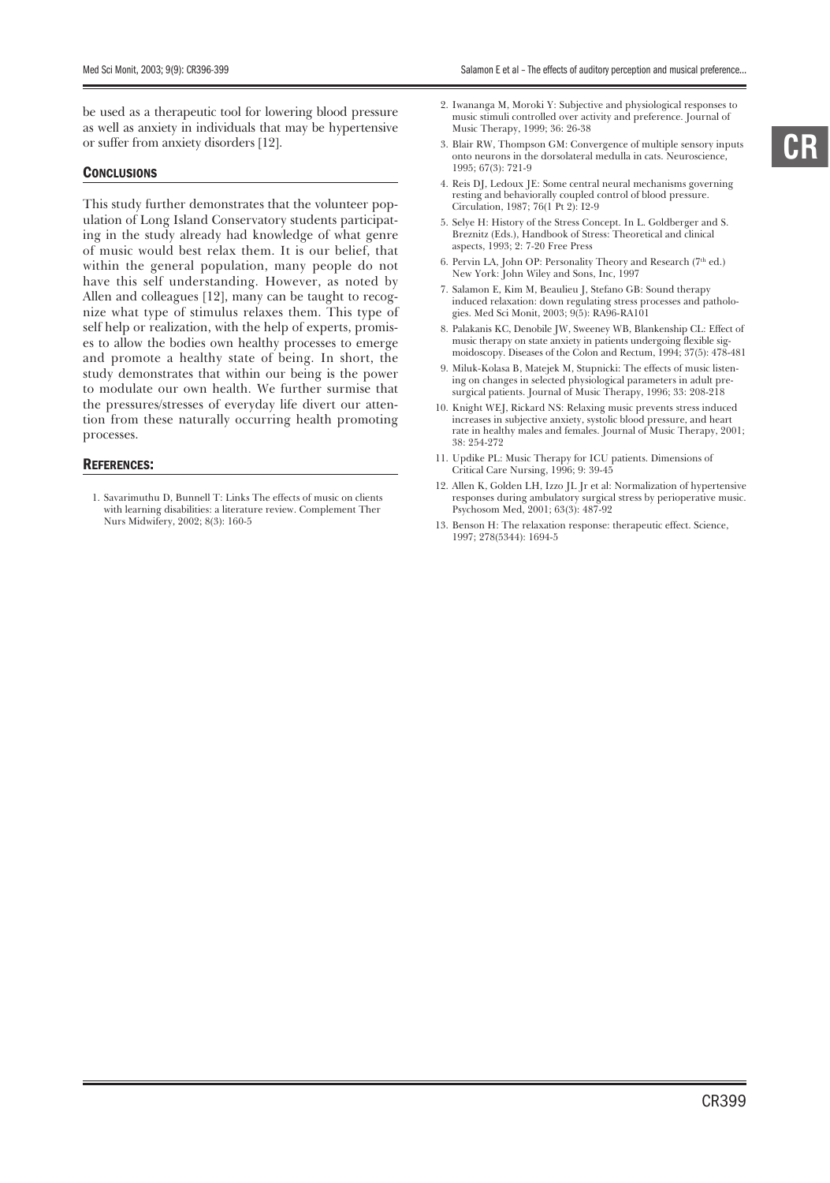be used as a therapeutic tool for lowering blood pressure as well as anxiety in individuals that may be hypertensive or suffer from anxiety disorders [12].

## CONCLUSIONS

This study further demonstrates that the volunteer population of Long Island Conservatory students participating in the study already had knowledge of what genre of music would best relax them. It is our belief, that within the general population, many people do not have this self understanding. However, as noted by Allen and colleagues [12], many can be taught to recognize what type of stimulus relaxes them. This type of self help or realization, with the help of experts, promises to allow the bodies own healthy processes to emerge and promote a healthy state of being. In short, the study demonstrates that within our being is the power to modulate our own health. We further surmise that the pressures/stresses of everyday life divert our attention from these naturally occurring health promoting processes.

## REFERENCES:

1. Savarimuthu D, Bunnell T: Links The effects of music on clients with learning disabilities: a literature review. Complement Ther Nurs Midwifery, 2002; 8(3): 160-5
2. Iwananga M, Moroki Y: Subjective and physiological responses to music stimuli controlled over activity and preference. Journal of Music Therapy, 1999; 36: 26-38
3. Blair RW, Thompson GM: Convergence of multiple sensory inputs onto neurons in the dorsolateral medulla in cats. Neuroscience, 1995; 67(3): 721-9
4. Reis DJ, Ledoux JE: Some central neural mechanisms governing resting and behaviorally coupled control of blood pressure. Circulation, 1987; 76(1 Pt 2): I2-9
5. Selye H: History of the Stress Concept. In L. Goldberger and S. Breznitz (Eds.), Handbook of Stress: Theoretical and clinical aspects, 1993; 2: 7-20 Free Press
6. Pervin LA, John OP: Personality Theory and Research (7th ed.) New York: John Wiley and Sons, Inc, 1997
7. Salamon E, Kim M, Beaulieu J, Stefano GB: Sound therapy induced relaxation: down regulating stress processes and pathologies. Med Sci Monit, 2003; 9(5): RA96-RA101
8. Palakanis KC, Denobile JW, Sweeney WB, Blankenship CL: Effect of music therapy on state anxiety in patients undergoing flexible sigmoidoscopy. Diseases of the Colon and Rectum, 1994; 37(5): 478-481
9. Miluk-Kolasa B, Matejek M, Stupnicki: The effects of music listening on changes in selected physiological parameters in adult presurgical patients. Journal of Music Therapy, 1996; 33: 208-218
10. Knight WEJ, Rickard NS: Relaxing music prevents stress induced increases in subjective anxiety, systolic blood pressure, and heart rate in healthy males and females. Journal of Music Therapy, 2001; 38: 254-272
11. Updike PL: Music Therapy for ICU patients. Dimensions of Critical Care Nursing, 1996; 9: 39-45
12. Allen K, Golden LH, Izzo JL Jr et al: Normalization of hypertensive responses during ambulatory surgical stress by perioperative music. Psychosom Med, 2001; 63(3): 487-92
13. Benson H: The relaxation response: therapeutic effect. Science, 1997; 278(5344): 1694-5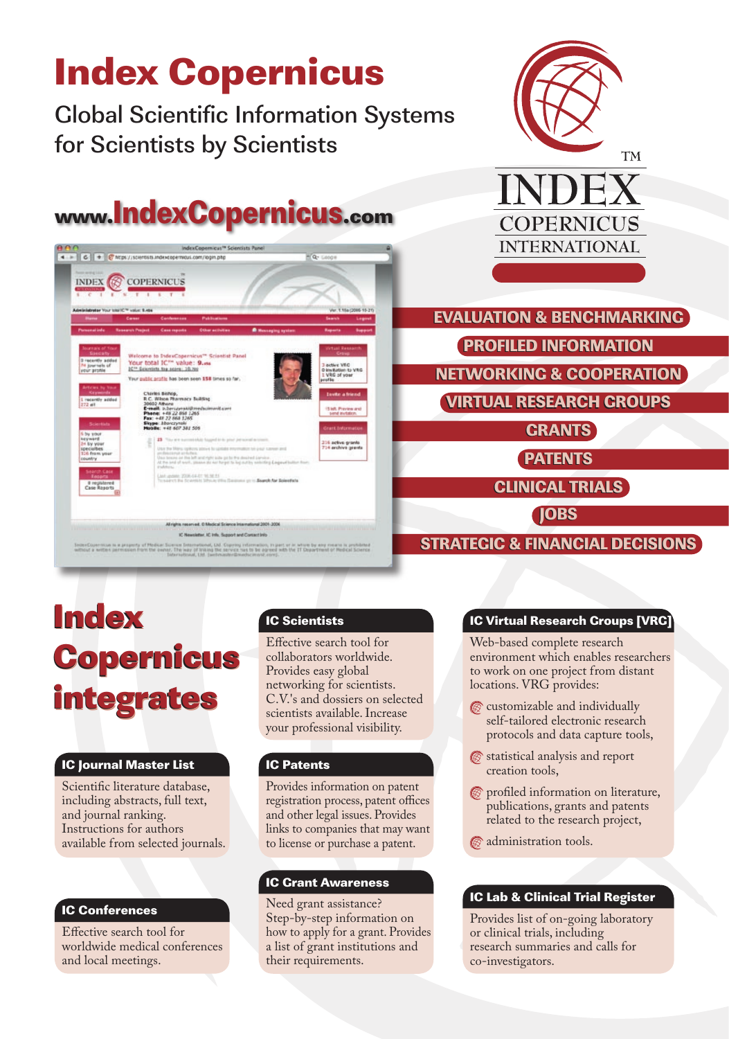# Index Copernicus

Global Scientific Information Systems for Scientists by Scientists

**www.IndexCopernicus.com**

INDEX™ COPERNICUS INTERNATIONAL

- EVALUATION & BENCHMARKING
- PROFILED INFORMATION
- NETWORKING & COOPERATION
- VIRTUAL RESEARCH GROUPS
- GRANTS
- PATENTS
- CLINICAL TRIALS
- JOBS
- STRATEGIC & FINANCIAL DECISIONS

## Index Copernicus integrates

### IC Journal Master List

Scientific literature database, including abstracts, full text, and journal ranking. Instructions for authors available from selected journals.

### IC Conferences

Effective search tool for worldwide medical conferences and local meetings.

### IC Scientists

Effective search tool for collaborators worldwide. Provides easy global networking for scientists. C.V.'s and dossiers on selected scientists available. Increase your professional visibility.

### IC Patents

Provides information on patent registration process, patent offices and other legal issues. Provides links to companies that may want to license or purchase a patent.

### IC Grant Awareness

Need grant assistance? Step-by-step information on how to apply for a grant. Provides a list of grant institutions and their requirements.

### IC Virtual Research Groups [VRG]

Web-based complete research environment which enables researchers to work on one project from distant locations. VRG provides:

- customizable and individually self-tailored electronic research protocols and data capture tools,
- statistical analysis and report creation tools,
- profiled information on literature, publications, grants and patents related to the research project,
- administration tools.

### IC Lab & Clinical Trial Register

Provides list of on-going laboratory or clinical trials, including research summaries and calls for co-investigators.